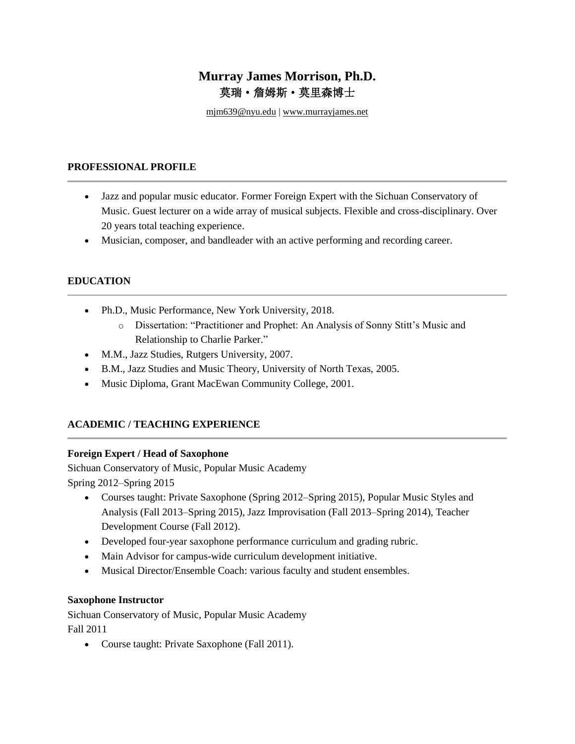# Murray James Morrison, Ph.D.
# 莫瑞・詹姆斯・莫里森博士

mjm639@nyu.edu | www.murrayjames.net

## PROFESSIONAL PROFILE

- Jazz and popular music educator. Former Foreign Expert with the Sichuan Conservatory of Music. Guest lecturer on a wide array of musical subjects. Flexible and cross-disciplinary. Over 20 years total teaching experience.
- Musician, composer, and bandleader with an active performing and recording career.

## EDUCATION

- Ph.D., Music Performance, New York University, 2018.
    - Dissertation: "Practitioner and Prophet: An Analysis of Sonny Stitt's Music and Relationship to Charlie Parker."
- M.M., Jazz Studies, Rutgers University, 2007.
- B.M., Jazz Studies and Music Theory, University of North Texas, 2005.
- Music Diploma, Grant MacEwan Community College, 2001.

## ACADEMIC / TEACHING EXPERIENCE

**Foreign Expert / Head of Saxophone**
Sichuan Conservatory of Music, Popular Music Academy
Spring 2012–Spring 2015

- Courses taught: Private Saxophone (Spring 2012–Spring 2015), Popular Music Styles and Analysis (Fall 2013–Spring 2015), Jazz Improvisation (Fall 2013–Spring 2014), Teacher Development Course (Fall 2012).
- Developed four-year saxophone performance curriculum and grading rubric.
- Main Advisor for campus-wide curriculum development initiative.
- Musical Director/Ensemble Coach: various faculty and student ensembles.

**Saxophone Instructor**
Sichuan Conservatory of Music, Popular Music Academy
Fall 2011

- Course taught: Private Saxophone (Fall 2011).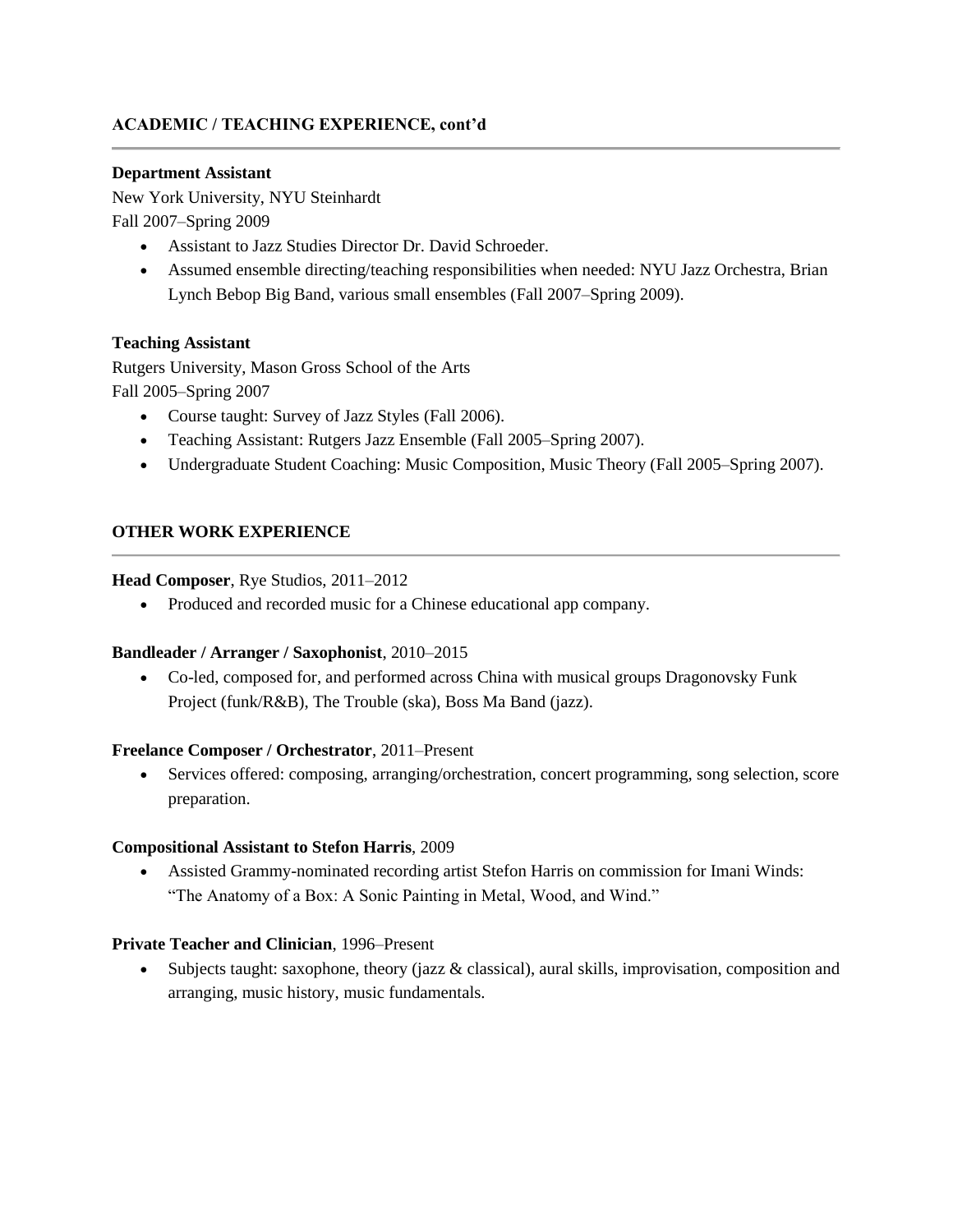## ACADEMIC / TEACHING EXPERIENCE, cont'd

**Department Assistant**
New York University, NYU Steinhardt
Fall 2007–Spring 2009

- Assistant to Jazz Studies Director Dr. David Schroeder.
- Assumed ensemble directing/teaching responsibilities when needed: NYU Jazz Orchestra, Brian Lynch Bebop Big Band, various small ensembles (Fall 2007–Spring 2009).

**Teaching Assistant**
Rutgers University, Mason Gross School of the Arts
Fall 2005–Spring 2007

- Course taught: Survey of Jazz Styles (Fall 2006).
- Teaching Assistant: Rutgers Jazz Ensemble (Fall 2005–Spring 2007).
- Undergraduate Student Coaching: Music Composition, Music Theory (Fall 2005–Spring 2007).

## OTHER WORK EXPERIENCE

**Head Composer**, Rye Studios, 2011–2012

- Produced and recorded music for a Chinese educational app company.

**Bandleader / Arranger / Saxophonist**, 2010–2015

- Co-led, composed for, and performed across China with musical groups Dragonovsky Funk Project (funk/R&B), The Trouble (ska), Boss Ma Band (jazz).

**Freelance Composer / Orchestrator**, 2011–Present

- Services offered: composing, arranging/orchestration, concert programming, song selection, score preparation.

**Compositional Assistant to Stefon Harris**, 2009

- Assisted Grammy-nominated recording artist Stefon Harris on commission for Imani Winds: "The Anatomy of a Box: A Sonic Painting in Metal, Wood, and Wind."

**Private Teacher and Clinician**, 1996–Present

- Subjects taught: saxophone, theory (jazz & classical), aural skills, improvisation, composition and arranging, music history, music fundamentals.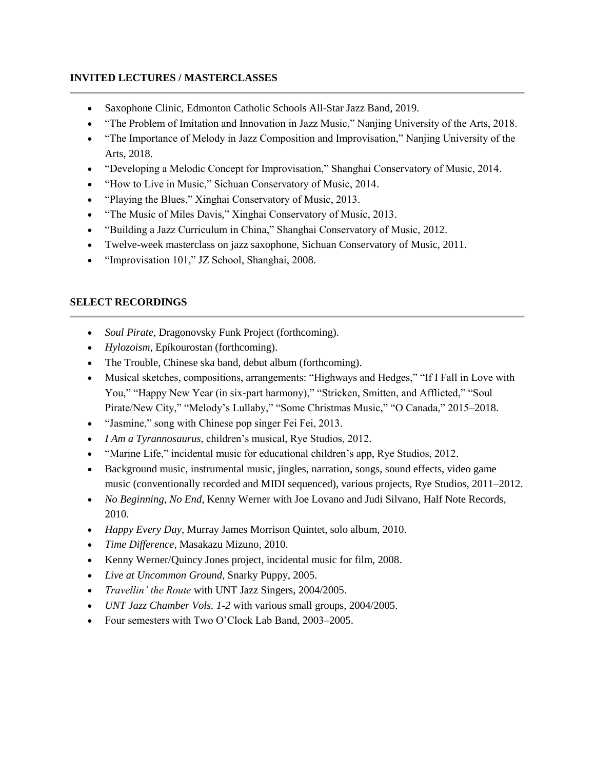## INVITED LECTURES / MASTERCLASSES

- Saxophone Clinic, Edmonton Catholic Schools All-Star Jazz Band, 2019.
- "The Problem of Imitation and Innovation in Jazz Music," Nanjing University of the Arts, 2018.
- "The Importance of Melody in Jazz Composition and Improvisation," Nanjing University of the Arts, 2018.
- "Developing a Melodic Concept for Improvisation," Shanghai Conservatory of Music, 2014.
- "How to Live in Music," Sichuan Conservatory of Music, 2014.
- "Playing the Blues," Xinghai Conservatory of Music, 2013.
- "The Music of Miles Davis," Xinghai Conservatory of Music, 2013.
- "Building a Jazz Curriculum in China," Shanghai Conservatory of Music, 2012.
- Twelve-week masterclass on jazz saxophone, Sichuan Conservatory of Music, 2011.
- "Improvisation 101," JZ School, Shanghai, 2008.

## SELECT RECORDINGS

- *Soul Pirate*, Dragonovsky Funk Project (forthcoming).
- *Hylozoism*, Epíkourostan (forthcoming).
- The Trouble, Chinese ska band, debut album (forthcoming).
- Musical sketches, compositions, arrangements: "Highways and Hedges," "If I Fall in Love with You," "Happy New Year (in six-part harmony)," "Stricken, Smitten, and Afflicted," "Soul Pirate/New City," "Melody's Lullaby," "Some Christmas Music," "O Canada," 2015–2018.
- "Jasmine," song with Chinese pop singer Fei Fei, 2013.
- *I Am a Tyrannosaurus*, children's musical, Rye Studios, 2012.
- "Marine Life," incidental music for educational children's app, Rye Studios, 2012.
- Background music, instrumental music, jingles, narration, songs, sound effects, video game music (conventionally recorded and MIDI sequenced), various projects, Rye Studios, 2011–2012.
- *No Beginning, No End*, Kenny Werner with Joe Lovano and Judi Silvano, Half Note Records, 2010.
- *Happy Every Day*, Murray James Morrison Quintet, solo album, 2010.
- *Time Difference*, Masakazu Mizuno, 2010.
- Kenny Werner/Quincy Jones project, incidental music for film, 2008.
- *Live at Uncommon Ground*, Snarky Puppy, 2005.
- *Travellin' the Route* with UNT Jazz Singers, 2004/2005.
- *UNT Jazz Chamber Vols. 1-2* with various small groups, 2004/2005.
- Four semesters with Two O'Clock Lab Band, 2003–2005.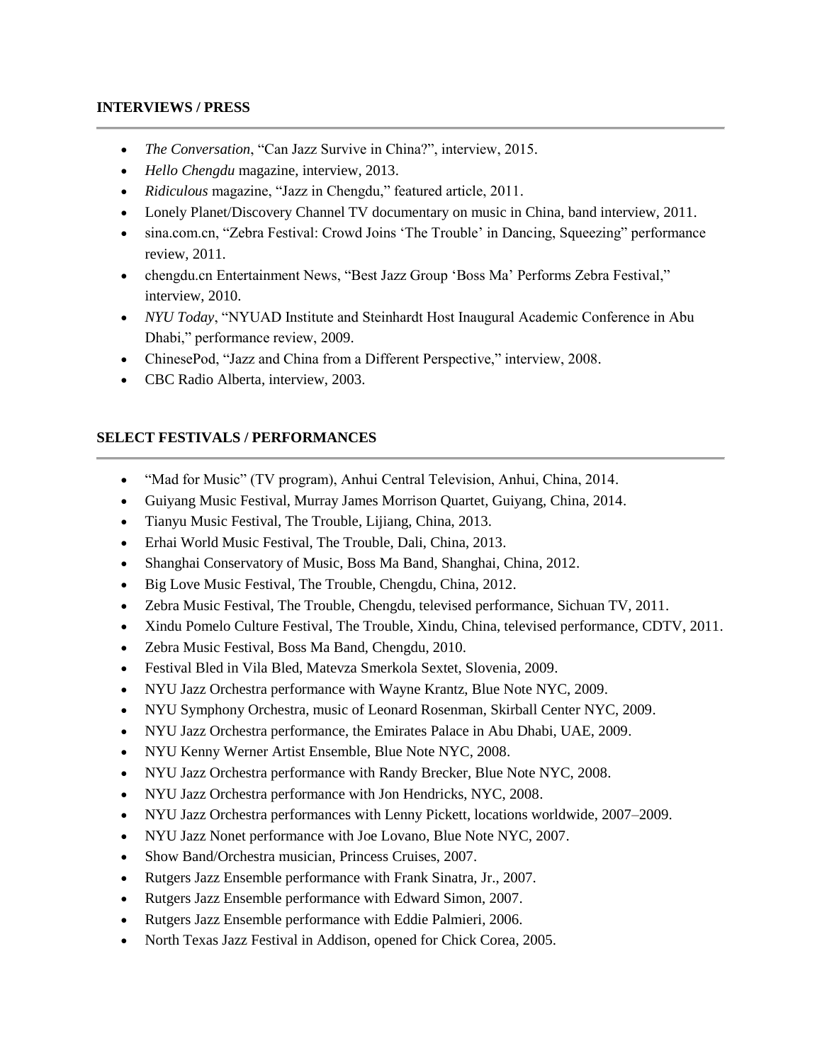## INTERVIEWS / PRESS

- *The Conversation*, “Can Jazz Survive in China?”, interview, 2015.
- *Hello Chengdu* magazine, interview, 2013.
- *Ridiculous* magazine, “Jazz in Chengdu,” featured article, 2011.
- Lonely Planet/Discovery Channel TV documentary on music in China, band interview, 2011.
- sina.com.cn, “Zebra Festival: Crowd Joins ‘The Trouble’ in Dancing, Squeezing” performance review, 2011.
- chengdu.cn Entertainment News, “Best Jazz Group ‘Boss Ma’ Performs Zebra Festival,” interview, 2010.
- *NYU Today*, “NYUAD Institute and Steinhardt Host Inaugural Academic Conference in Abu Dhabi,” performance review, 2009.
- ChinesePod, “Jazz and China from a Different Perspective,” interview, 2008.
- CBC Radio Alberta, interview, 2003.

## SELECT FESTIVALS / PERFORMANCES

- “Mad for Music” (TV program), Anhui Central Television, Anhui, China, 2014.
- Guiyang Music Festival, Murray James Morrison Quartet, Guiyang, China, 2014.
- Tianyu Music Festival, The Trouble, Lijiang, China, 2013.
- Erhai World Music Festival, The Trouble, Dali, China, 2013.
- Shanghai Conservatory of Music, Boss Ma Band, Shanghai, China, 2012.
- Big Love Music Festival, The Trouble, Chengdu, China, 2012.
- Zebra Music Festival, The Trouble, Chengdu, televised performance, Sichuan TV, 2011.
- Xindu Pomelo Culture Festival, The Trouble, Xindu, China, televised performance, CDTV, 2011.
- Zebra Music Festival, Boss Ma Band, Chengdu, 2010.
- Festival Bled in Vila Bled, Matevza Smerkola Sextet, Slovenia, 2009.
- NYU Jazz Orchestra performance with Wayne Krantz, Blue Note NYC, 2009.
- NYU Symphony Orchestra, music of Leonard Rosenman, Skirball Center NYC, 2009.
- NYU Jazz Orchestra performance, the Emirates Palace in Abu Dhabi, UAE, 2009.
- NYU Kenny Werner Artist Ensemble, Blue Note NYC, 2008.
- NYU Jazz Orchestra performance with Randy Brecker, Blue Note NYC, 2008.
- NYU Jazz Orchestra performance with Jon Hendricks, NYC, 2008.
- NYU Jazz Orchestra performances with Lenny Pickett, locations worldwide, 2007–2009.
- NYU Jazz Nonet performance with Joe Lovano, Blue Note NYC, 2007.
- Show Band/Orchestra musician, Princess Cruises, 2007.
- Rutgers Jazz Ensemble performance with Frank Sinatra, Jr., 2007.
- Rutgers Jazz Ensemble performance with Edward Simon, 2007.
- Rutgers Jazz Ensemble performance with Eddie Palmieri, 2006.
- North Texas Jazz Festival in Addison, opened for Chick Corea, 2005.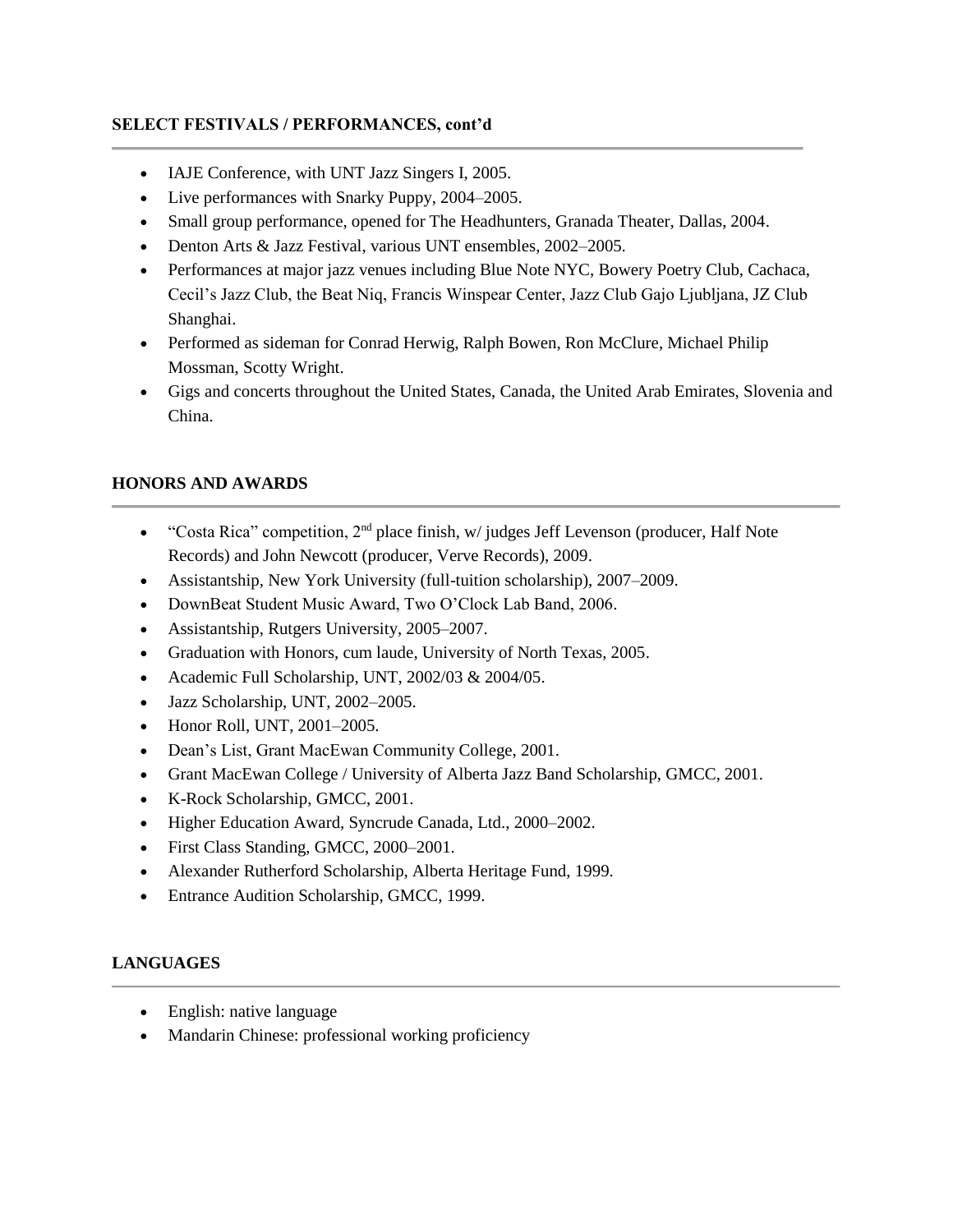**SELECT FESTIVALS / PERFORMANCES, cont'd**

- IAJE Conference, with UNT Jazz Singers I, 2005.
- Live performances with Snarky Puppy, 2004–2005.
- Small group performance, opened for The Headhunters, Granada Theater, Dallas, 2004.
- Denton Arts & Jazz Festival, various UNT ensembles, 2002–2005.
- Performances at major jazz venues including Blue Note NYC, Bowery Poetry Club, Cachaca, Cecil's Jazz Club, the Beat Niq, Francis Winspear Center, Jazz Club Gajo Ljubljana, JZ Club Shanghai.
- Performed as sideman for Conrad Herwig, Ralph Bowen, Ron McClure, Michael Philip Mossman, Scotty Wright.
- Gigs and concerts throughout the United States, Canada, the United Arab Emirates, Slovenia and China.

**HONORS AND AWARDS**

- "Costa Rica" competition, 2nd place finish, w/ judges Jeff Levenson (producer, Half Note Records) and John Newcott (producer, Verve Records), 2009.
- Assistantship, New York University (full-tuition scholarship), 2007–2009.
- DownBeat Student Music Award, Two O'Clock Lab Band, 2006.
- Assistantship, Rutgers University, 2005–2007.
- Graduation with Honors, cum laude, University of North Texas, 2005.
- Academic Full Scholarship, UNT, 2002/03 & 2004/05.
- Jazz Scholarship, UNT, 2002–2005.
- Honor Roll, UNT, 2001–2005.
- Dean's List, Grant MacEwan Community College, 2001.
- Grant MacEwan College / University of Alberta Jazz Band Scholarship, GMCC, 2001.
- K-Rock Scholarship, GMCC, 2001.
- Higher Education Award, Syncrude Canada, Ltd., 2000–2002.
- First Class Standing, GMCC, 2000–2001.
- Alexander Rutherford Scholarship, Alberta Heritage Fund, 1999.
- Entrance Audition Scholarship, GMCC, 1999.

**LANGUAGES**

- English: native language
- Mandarin Chinese: professional working proficiency